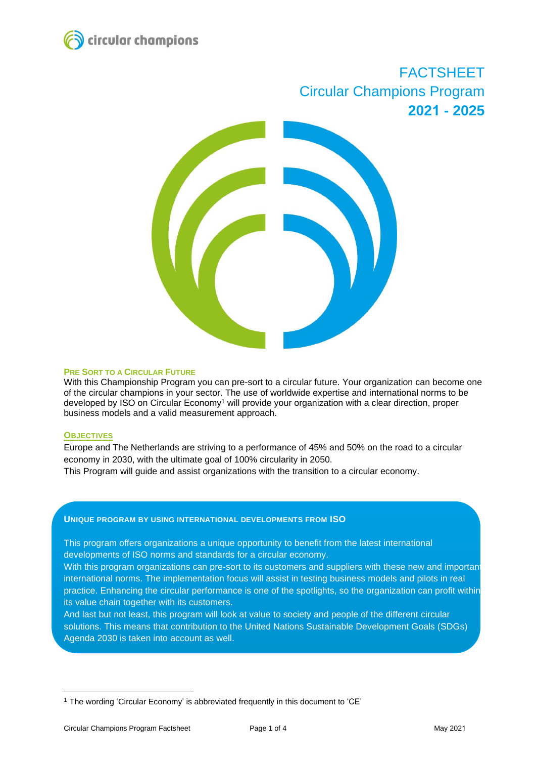circular champions

# FACTSHEET
# Circular Champions Program
# **2021 - 2025**

### PRE SORT TO A CIRCULAR FUTURE

With this Championship Program you can pre-sort to a circular future. Your organization can become one of the circular champions in your sector. The use of worldwide expertise and international norms to be developed by ISO on Circular Economy[1] will provide your organization with a clear direction, proper business models and a valid measurement approach.

### OBJECTIVES

Europe and The Netherlands are striving to a performance of 45% and 50% on the road to a circular economy in 2030, with the ultimate goal of 100% circularity in 2050.
This Program will guide and assist organizations with the transition to a circular economy.

### UNIQUE PROGRAM BY USING INTERNATIONAL DEVELOPMENTS FROM ISO

This program offers organizations a unique opportunity to benefit from the latest international developments of ISO norms and standards for a circular economy.
With this program organizations can pre-sort to its customers and suppliers with these new and important international norms. The implementation focus will assist in testing business models and pilots in real practice. Enhancing the circular performance is one of the spotlights, so the organization can profit within its value chain together with its customers.
And last but not least, this program will look at value to society and people of the different circular solutions. This means that contribution to the United Nations Sustainable Development Goals (SDGs) Agenda 2030 is taken into account as well.

---

[1] The wording 'Circular Economy' is abbreviated frequently in this document to 'CE'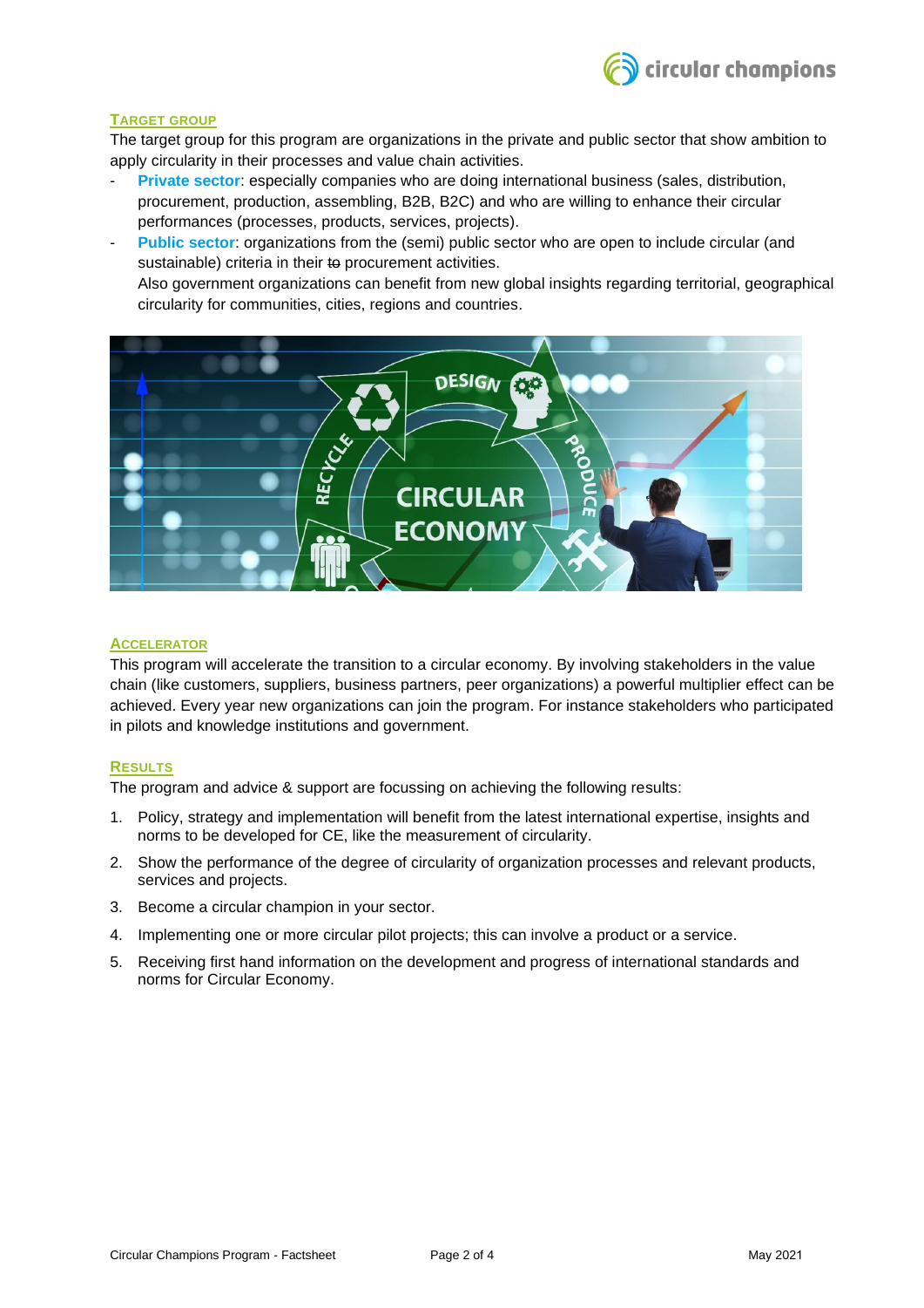## Target group

The target group for this program are organizations in the private and public sector that show ambition to apply circularity in their processes and value chain activities.

- **Private sector**: especially companies who are doing international business (sales, distribution, procurement, production, assembling, B2B, B2C) and who are willing to enhance their circular performances (processes, products, services, projects).
- **Public sector**: organizations from the (semi) public sector who are open to include circular (and sustainable) criteria in their ~~to~~ procurement activities.
  Also government organizations can benefit from new global insights regarding territorial, geographical circularity for communities, cities, regions and countries.

## Accelerator

This program will accelerate the transition to a circular economy. By involving stakeholders in the value chain (like customers, suppliers, business partners, peer organizations) a powerful multiplier effect can be achieved. Every year new organizations can join the program. For instance stakeholders who participated in pilots and knowledge institutions and government.

## Results

The program and advice & support are focussing on achieving the following results:

1. Policy, strategy and implementation will benefit from the latest international expertise, insights and norms to be developed for CE, like the measurement of circularity.
2. Show the performance of the degree of circularity of organization processes and relevant products, services and projects.
3. Become a circular champion in your sector.
4. Implementing one or more circular pilot projects; this can involve a product or a service.
5. Receiving first hand information on the development and progress of international standards and norms for Circular Economy.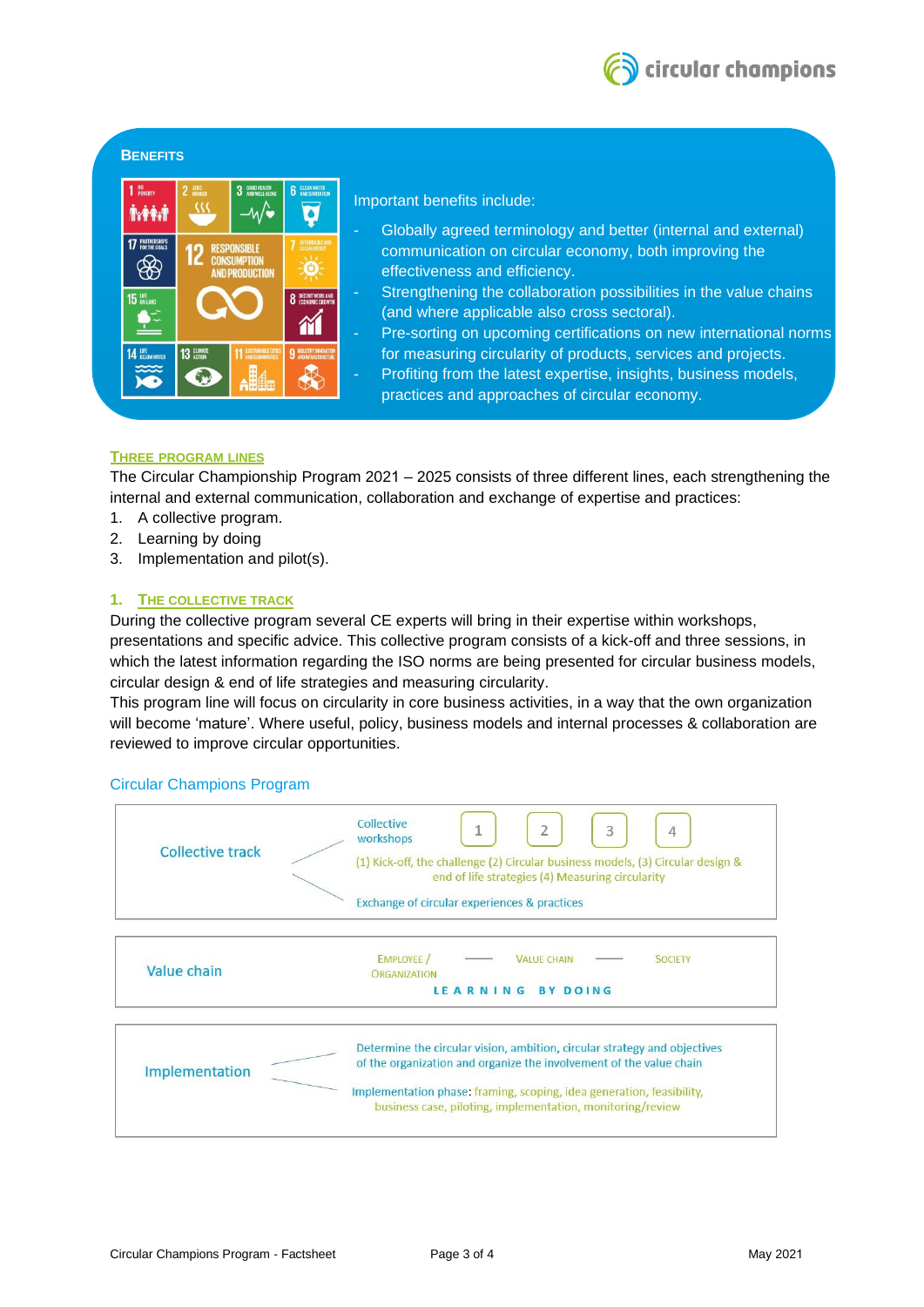## BENEFITS

Important benefits include:

- Globally agreed terminology and better (internal and external) communication on circular economy, both improving the effectiveness and efficiency.
- Strengthening the collaboration possibilities in the value chains (and where applicable also cross sectoral).
- Pre-sorting on upcoming certifications on new international norms for measuring circularity of products, services and projects.
- Profiting from the latest expertise, insights, business models, practices and approaches of circular economy.

## THREE PROGRAM LINES

The Circular Championship Program 2021 – 2025 consists of three different lines, each strengthening the internal and external communication, collaboration and exchange of expertise and practices:

1. A collective program.
2. Learning by doing
3. Implementation and pilot(s).

### 1. THE COLLECTIVE TRACK

During the collective program several CE experts will bring in their expertise within workshops, presentations and specific advice. This collective program consists of a kick-off and three sessions, in which the latest information regarding the ISO norms are being presented for circular business models, circular design & end of life strategies and measuring circularity.

This program line will focus on circularity in core business activities, in a way that the own organization will become 'mature'. Where useful, policy, business models and internal processes & collaboration are reviewed to improve circular opportunities.

Circular Champions Program

| | |
|---|---|
| Collective track | Collective workshops: 1, 2, 3, 4<br>(1) Kick-off, the challenge (2) Circular business models, (3) Circular design & end of life strategies (4) Measuring circularity<br>Exchange of circular experiences & practices |
| Value chain | Employee / Organization — Value chain — Society<br>LEARNING BY DOING |
| Implementation | Determine the circular vision, ambition, circular strategy and objectives of the organization and organize the involvement of the value chain<br>Implementation phase: framing, scoping, idea generation, feasibility, business case, piloting, implementation, monitoring/review |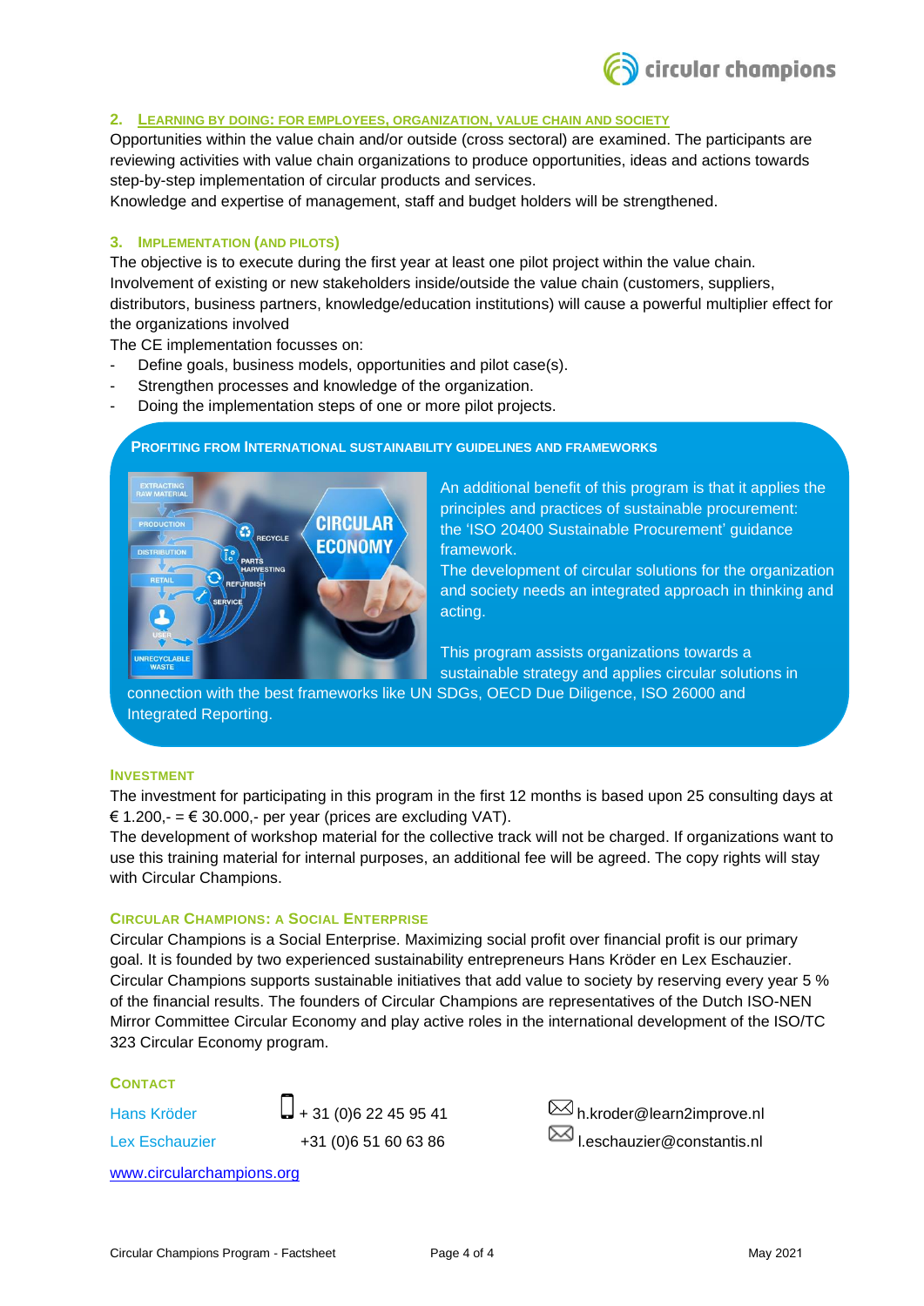## 2. Learning by doing: for employees, organization, value chain and society

Opportunities within the value chain and/or outside (cross sectoral) are examined. The participants are reviewing activities with value chain organizations to produce opportunities, ideas and actions towards step-by-step implementation of circular products and services.

Knowledge and expertise of management, staff and budget holders will be strengthened.

## 3. Implementation (and pilots)

The objective is to execute during the first year at least one pilot project within the value chain. Involvement of existing or new stakeholders inside/outside the value chain (customers, suppliers, distributors, business partners, knowledge/education institutions) will cause a powerful multiplier effect for the organizations involved

The CE implementation focusses on:

- Define goals, business models, opportunities and pilot case(s).
- Strengthen processes and knowledge of the organization.
- Doing the implementation steps of one or more pilot projects.

### Profiting from International Sustainability Guidelines and Frameworks

An additional benefit of this program is that it applies the principles and practices of sustainable procurement: the 'ISO 20400 Sustainable Procurement' guidance framework.

The development of circular solutions for the organization and society needs an integrated approach in thinking and acting.

This program assists organizations towards a sustainable strategy and applies circular solutions in connection with the best frameworks like UN SDGs, OECD Due Diligence, ISO 26000 and Integrated Reporting.

## Investment

The investment for participating in this program in the first 12 months is based upon 25 consulting days at € 1.200,- = € 30.000,- per year (prices are excluding VAT).

The development of workshop material for the collective track will not be charged. If organizations want to use this training material for internal purposes, an additional fee will be agreed. The copy rights will stay with Circular Champions.

## Circular Champions: a Social Enterprise

Circular Champions is a Social Enterprise. Maximizing social profit over financial profit is our primary goal. It is founded by two experienced sustainability entrepreneurs Hans Kröder en Lex Eschauzier. Circular Champions supports sustainable initiatives that add value to society by reserving every year 5 % of the financial results. The founders of Circular Champions are representatives of the Dutch ISO-NEN Mirror Committee Circular Economy and play active roles in the international development of the ISO/TC 323 Circular Economy program.

## Contact

| | | |
|---|---|---|
| Hans Kröder | + 31 (0)6 22 45 95 41 | h.kroder@learn2improve.nl |
| Lex Eschauzier | +31 (0)6 51 60 63 86 | l.eschauzier@constantis.nl |

www.circularchampions.org